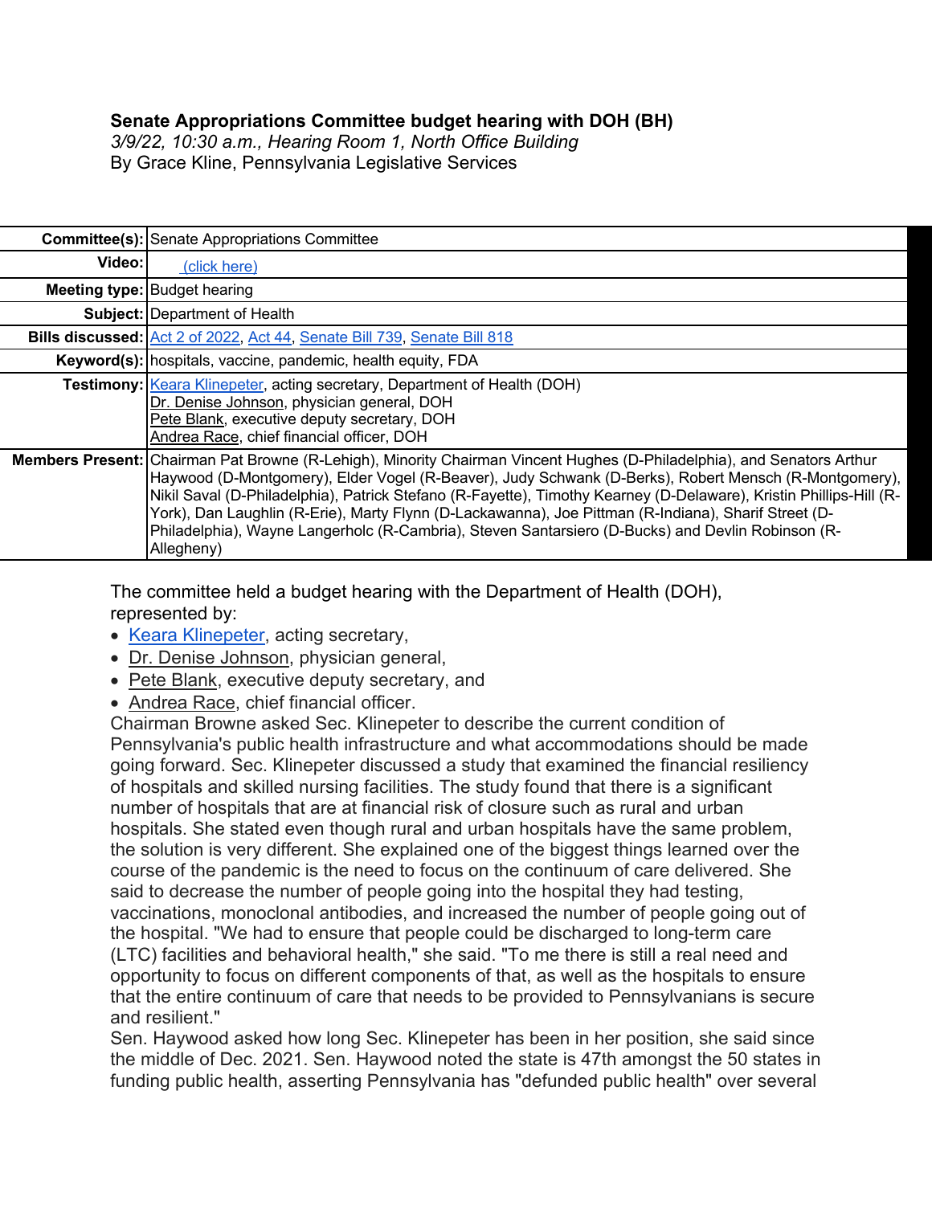**Senate Appropriations Committee budget hearing with DOH (BH)**
*3/9/22, 10:30 a.m., Hearing Room 1, North Office Building*
By Grace Kline, Pennsylvania Legislative Services

| | |
|---|---|
| **Committee(s):** | Senate Appropriations Committee |
| **Video:** | (click here) |
| **Meeting type:** | Budget hearing |
| **Subject:** | Department of Health |
| **Bills discussed:** | Act 2 of 2022, Act 44, Senate Bill 739, Senate Bill 818 |
| **Keyword(s):** | hospitals, vaccine, pandemic, health equity, FDA |
| **Testimony:** | Keara Klinepeter, acting secretary, Department of Health (DOH)<br>Dr. Denise Johnson, physician general, DOH<br>Pete Blank, executive deputy secretary, DOH<br>Andrea Race, chief financial officer, DOH |
| **Members Present:** | Chairman Pat Browne (R-Lehigh), Minority Chairman Vincent Hughes (D-Philadelphia), and Senators Arthur Haywood (D-Montgomery), Elder Vogel (R-Beaver), Judy Schwank (D-Berks), Robert Mensch (R-Montgomery), Nikil Saval (D-Philadelphia), Patrick Stefano (R-Fayette), Timothy Kearney (D-Delaware), Kristin Phillips-Hill (R-York), Dan Laughlin (R-Erie), Marty Flynn (D-Lackawanna), Joe Pittman (R-Indiana), Sharif Street (D-Philadelphia), Wayne Langerholc (R-Cambria), Steven Santarsiero (D-Bucks) and Devlin Robinson (R-Allegheny) |

The committee held a budget hearing with the Department of Health (DOH), represented by:

- Keara Klinepeter, acting secretary,
- Dr. Denise Johnson, physician general,
- Pete Blank, executive deputy secretary, and
- Andrea Race, chief financial officer.

Chairman Browne asked Sec. Klinepeter to describe the current condition of Pennsylvania's public health infrastructure and what accommodations should be made going forward. Sec. Klinepeter discussed a study that examined the financial resiliency of hospitals and skilled nursing facilities. The study found that there is a significant number of hospitals that are at financial risk of closure such as rural and urban hospitals. She stated even though rural and urban hospitals have the same problem, the solution is very different. She explained one of the biggest things learned over the course of the pandemic is the need to focus on the continuum of care delivered. She said to decrease the number of people going into the hospital they had testing, vaccinations, monoclonal antibodies, and increased the number of people going out of the hospital. "We had to ensure that people could be discharged to long-term care (LTC) facilities and behavioral health," she said. "To me there is still a real need and opportunity to focus on different components of that, as well as the hospitals to ensure that the entire continuum of care that needs to be provided to Pennsylvanians is secure and resilient."

Sen. Haywood asked how long Sec. Klinepeter has been in her position, she said since the middle of Dec. 2021. Sen. Haywood noted the state is 47th amongst the 50 states in funding public health, asserting Pennsylvania has "defunded public health" over several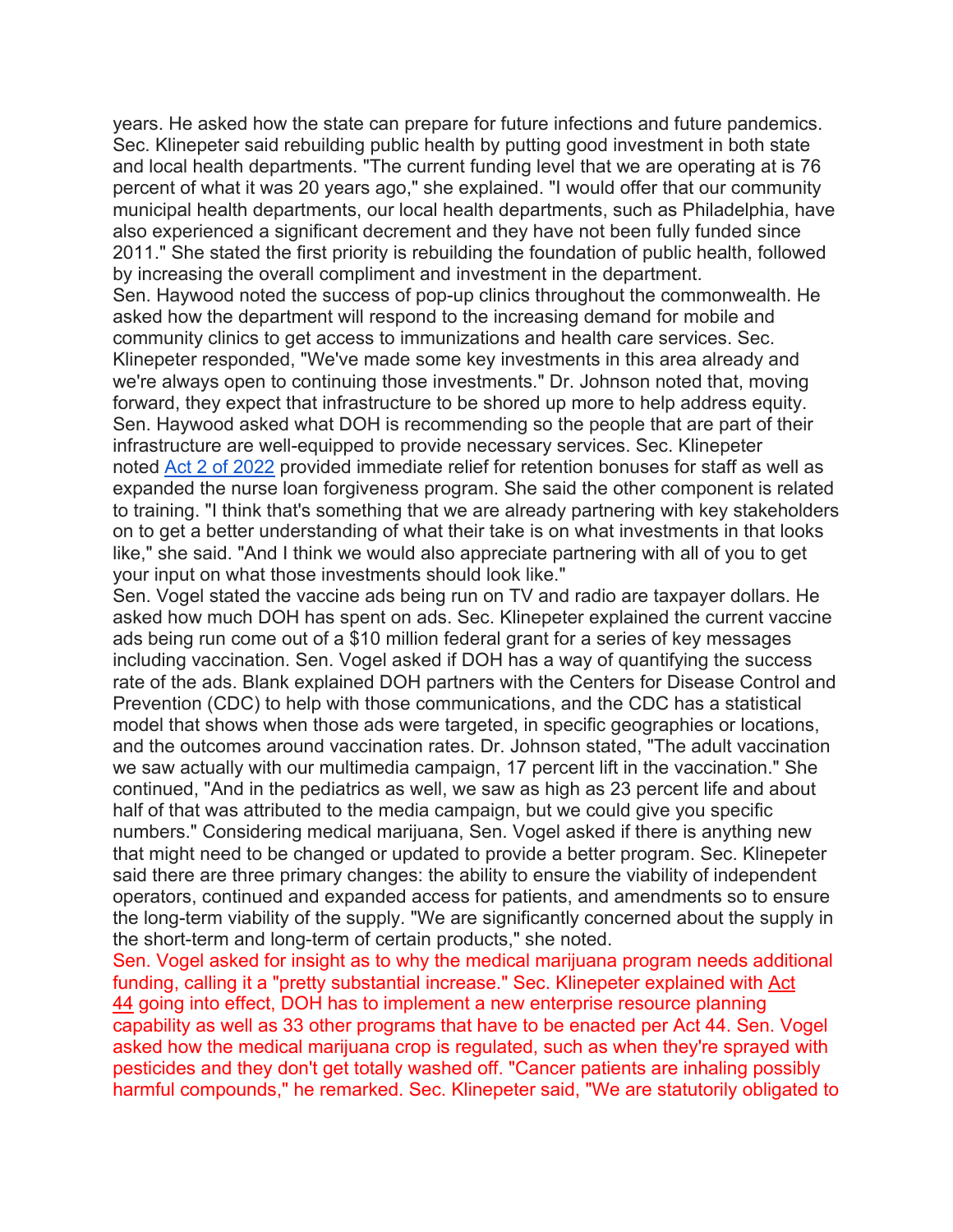years. He asked how the state can prepare for future infections and future pandemics. Sec. Klinepeter said rebuilding public health by putting good investment in both state and local health departments. "The current funding level that we are operating at is 76 percent of what it was 20 years ago," she explained. "I would offer that our community municipal health departments, our local health departments, such as Philadelphia, have also experienced a significant decrement and they have not been fully funded since 2011." She stated the first priority is rebuilding the foundation of public health, followed by increasing the overall compliment and investment in the department.

Sen. Haywood noted the success of pop-up clinics throughout the commonwealth. He asked how the department will respond to the increasing demand for mobile and community clinics to get access to immunizations and health care services. Sec. Klinepeter responded, "We've made some key investments in this area already and we're always open to continuing those investments." Dr. Johnson noted that, moving forward, they expect that infrastructure to be shored up more to help address equity. Sen. Haywood asked what DOH is recommending so the people that are part of their infrastructure are well-equipped to provide necessary services. Sec. Klinepeter noted Act 2 of 2022 provided immediate relief for retention bonuses for staff as well as expanded the nurse loan forgiveness program. She said the other component is related to training. "I think that's something that we are already partnering with key stakeholders on to get a better understanding of what their take is on what investments in that looks like," she said. "And I think we would also appreciate partnering with all of you to get your input on what those investments should look like."

Sen. Vogel stated the vaccine ads being run on TV and radio are taxpayer dollars. He asked how much DOH has spent on ads. Sec. Klinepeter explained the current vaccine ads being run come out of a $10 million federal grant for a series of key messages including vaccination. Sen. Vogel asked if DOH has a way of quantifying the success rate of the ads. Blank explained DOH partners with the Centers for Disease Control and Prevention (CDC) to help with those communications, and the CDC has a statistical model that shows when those ads were targeted, in specific geographies or locations, and the outcomes around vaccination rates. Dr. Johnson stated, "The adult vaccination we saw actually with our multimedia campaign, 17 percent lift in the vaccination." She continued, "And in the pediatrics as well, we saw as high as 23 percent life and about half of that was attributed to the media campaign, but we could give you specific numbers." Considering medical marijuana, Sen. Vogel asked if there is anything new that might need to be changed or updated to provide a better program. Sec. Klinepeter said there are three primary changes: the ability to ensure the viability of independent operators, continued and expanded access for patients, and amendments so to ensure the long-term viability of the supply. "We are significantly concerned about the supply in the short-term and long-term of certain products," she noted.

Sen. Vogel asked for insight as to why the medical marijuana program needs additional funding, calling it a "pretty substantial increase." Sec. Klinepeter explained with Act 44 going into effect, DOH has to implement a new enterprise resource planning capability as well as 33 other programs that have to be enacted per Act 44. Sen. Vogel asked how the medical marijuana crop is regulated, such as when they're sprayed with pesticides and they don't get totally washed off. "Cancer patients are inhaling possibly harmful compounds," he remarked. Sec. Klinepeter said, "We are statutorily obligated to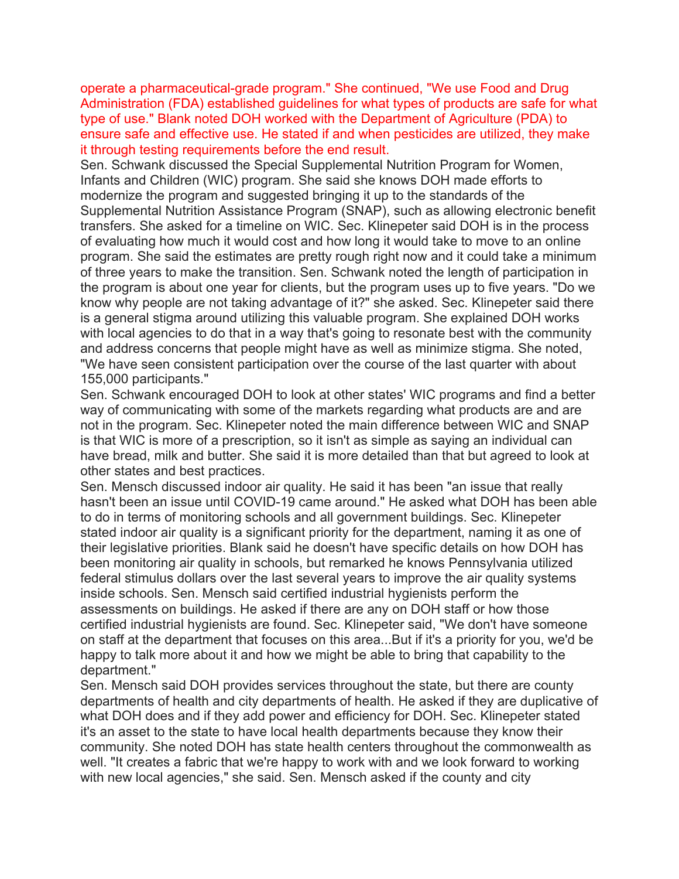operate a pharmaceutical-grade program." She continued, "We use Food and Drug Administration (FDA) established guidelines for what types of products are safe for what type of use." Blank noted DOH worked with the Department of Agriculture (PDA) to ensure safe and effective use. He stated if and when pesticides are utilized, they make it through testing requirements before the end result.

Sen. Schwank discussed the Special Supplemental Nutrition Program for Women, Infants and Children (WIC) program. She said she knows DOH made efforts to modernize the program and suggested bringing it up to the standards of the Supplemental Nutrition Assistance Program (SNAP), such as allowing electronic benefit transfers. She asked for a timeline on WIC. Sec. Klinepeter said DOH is in the process of evaluating how much it would cost and how long it would take to move to an online program. She said the estimates are pretty rough right now and it could take a minimum of three years to make the transition. Sen. Schwank noted the length of participation in the program is about one year for clients, but the program uses up to five years. "Do we know why people are not taking advantage of it?" she asked. Sec. Klinepeter said there is a general stigma around utilizing this valuable program. She explained DOH works with local agencies to do that in a way that's going to resonate best with the community and address concerns that people might have as well as minimize stigma. She noted, "We have seen consistent participation over the course of the last quarter with about 155,000 participants."

Sen. Schwank encouraged DOH to look at other states' WIC programs and find a better way of communicating with some of the markets regarding what products are and are not in the program. Sec. Klinepeter noted the main difference between WIC and SNAP is that WIC is more of a prescription, so it isn't as simple as saying an individual can have bread, milk and butter. She said it is more detailed than that but agreed to look at other states and best practices.

Sen. Mensch discussed indoor air quality. He said it has been "an issue that really hasn't been an issue until COVID-19 came around." He asked what DOH has been able to do in terms of monitoring schools and all government buildings. Sec. Klinepeter stated indoor air quality is a significant priority for the department, naming it as one of their legislative priorities. Blank said he doesn't have specific details on how DOH has been monitoring air quality in schools, but remarked he knows Pennsylvania utilized federal stimulus dollars over the last several years to improve the air quality systems inside schools. Sen. Mensch said certified industrial hygienists perform the assessments on buildings. He asked if there are any on DOH staff or how those certified industrial hygienists are found. Sec. Klinepeter said, "We don't have someone on staff at the department that focuses on this area...But if it's a priority for you, we'd be happy to talk more about it and how we might be able to bring that capability to the department."

Sen. Mensch said DOH provides services throughout the state, but there are county departments of health and city departments of health. He asked if they are duplicative of what DOH does and if they add power and efficiency for DOH. Sec. Klinepeter stated it's an asset to the state to have local health departments because they know their community. She noted DOH has state health centers throughout the commonwealth as well. "It creates a fabric that we're happy to work with and we look forward to working with new local agencies," she said. Sen. Mensch asked if the county and city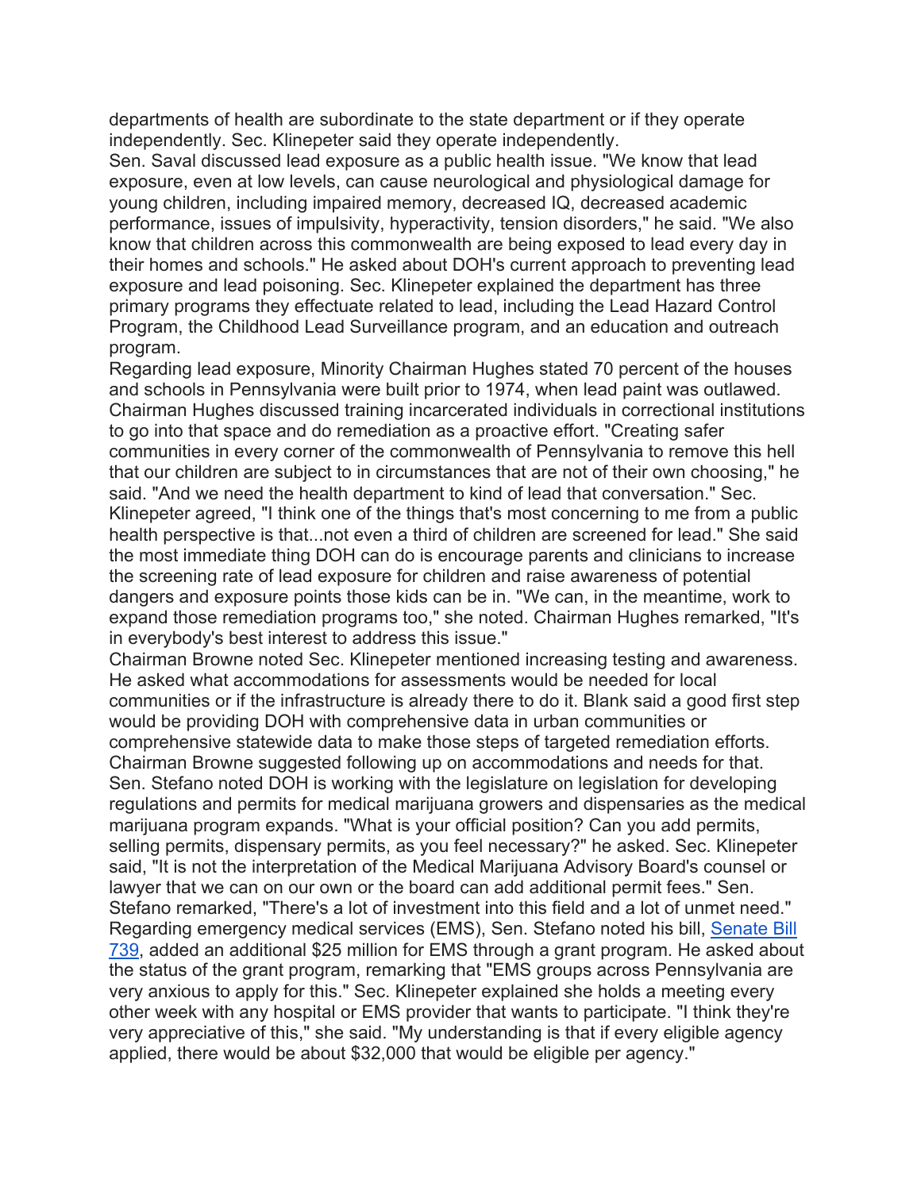departments of health are subordinate to the state department or if they operate independently. Sec. Klinepeter said they operate independently.

Sen. Saval discussed lead exposure as a public health issue. "We know that lead exposure, even at low levels, can cause neurological and physiological damage for young children, including impaired memory, decreased IQ, decreased academic performance, issues of impulsivity, hyperactivity, tension disorders," he said. "We also know that children across this commonwealth are being exposed to lead every day in their homes and schools." He asked about DOH's current approach to preventing lead exposure and lead poisoning. Sec. Klinepeter explained the department has three primary programs they effectuate related to lead, including the Lead Hazard Control Program, the Childhood Lead Surveillance program, and an education and outreach program.

Regarding lead exposure, Minority Chairman Hughes stated 70 percent of the houses and schools in Pennsylvania were built prior to 1974, when lead paint was outlawed. Chairman Hughes discussed training incarcerated individuals in correctional institutions to go into that space and do remediation as a proactive effort. "Creating safer communities in every corner of the commonwealth of Pennsylvania to remove this hell that our children are subject to in circumstances that are not of their own choosing," he said. "And we need the health department to kind of lead that conversation." Sec. Klinepeter agreed, "I think one of the things that's most concerning to me from a public health perspective is that...not even a third of children are screened for lead." She said the most immediate thing DOH can do is encourage parents and clinicians to increase the screening rate of lead exposure for children and raise awareness of potential dangers and exposure points those kids can be in. "We can, in the meantime, work to expand those remediation programs too," she noted. Chairman Hughes remarked, "It's in everybody's best interest to address this issue."

Chairman Browne noted Sec. Klinepeter mentioned increasing testing and awareness. He asked what accommodations for assessments would be needed for local communities or if the infrastructure is already there to do it. Blank said a good first step would be providing DOH with comprehensive data in urban communities or comprehensive statewide data to make those steps of targeted remediation efforts. Chairman Browne suggested following up on accommodations and needs for that.

Sen. Stefano noted DOH is working with the legislature on legislation for developing regulations and permits for medical marijuana growers and dispensaries as the medical marijuana program expands. "What is your official position? Can you add permits, selling permits, dispensary permits, as you feel necessary?" he asked. Sec. Klinepeter said, "It is not the interpretation of the Medical Marijuana Advisory Board's counsel or lawyer that we can on our own or the board can add additional permit fees." Sen. Stefano remarked, "There's a lot of investment into this field and a lot of unmet need."

Regarding emergency medical services (EMS), Sen. Stefano noted his bill, [Senate Bill 739](), added an additional $25 million for EMS through a grant program. He asked about the status of the grant program, remarking that "EMS groups across Pennsylvania are very anxious to apply for this." Sec. Klinepeter explained she holds a meeting every other week with any hospital or EMS provider that wants to participate. "I think they're very appreciative of this," she said. "My understanding is that if every eligible agency applied, there would be about $32,000 that would be eligible per agency."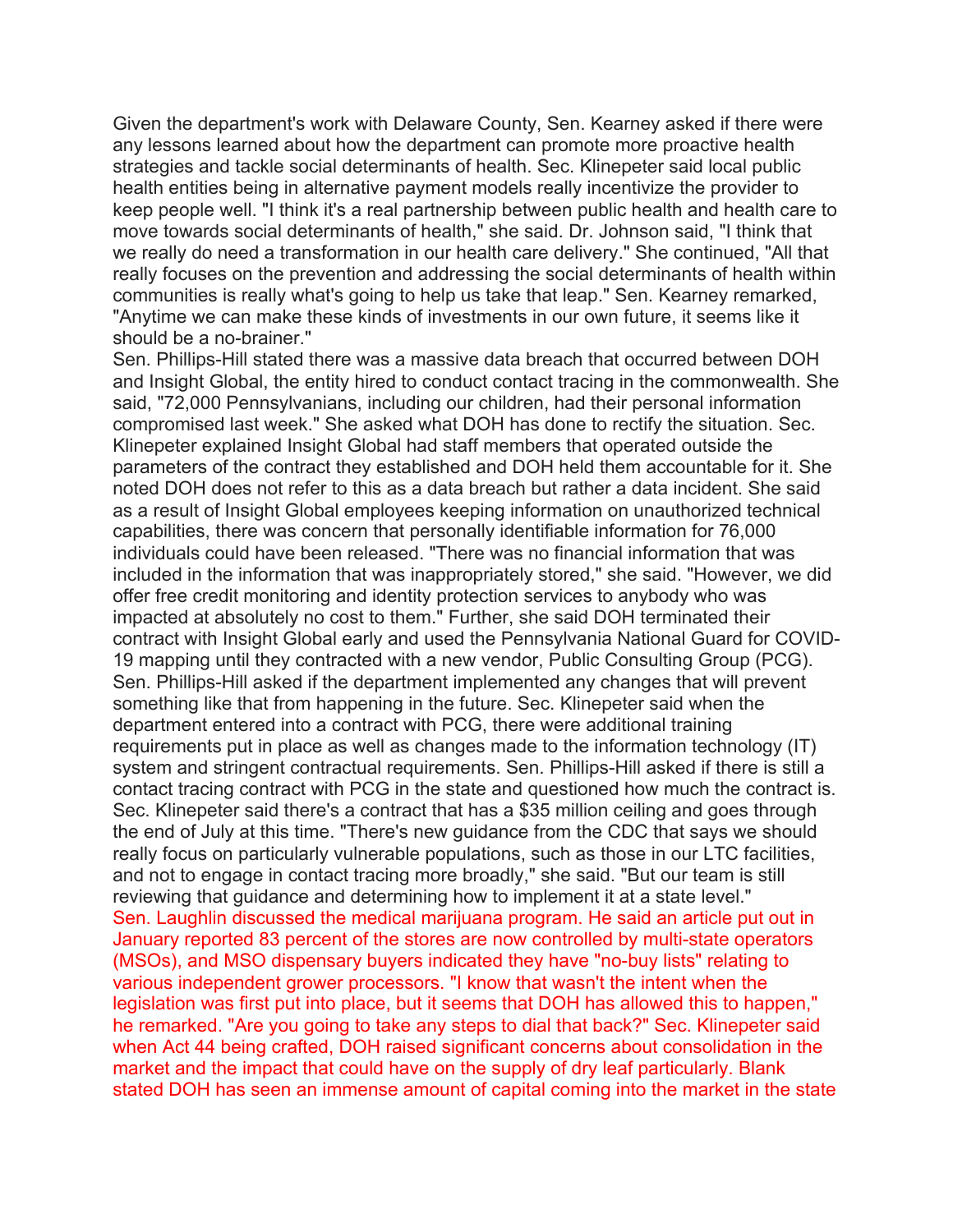Given the department's work with Delaware County, Sen. Kearney asked if there were any lessons learned about how the department can promote more proactive health strategies and tackle social determinants of health. Sec. Klinepeter said local public health entities being in alternative payment models really incentivize the provider to keep people well. "I think it's a real partnership between public health and health care to move towards social determinants of health," she said. Dr. Johnson said, "I think that we really do need a transformation in our health care delivery." She continued, "All that really focuses on the prevention and addressing the social determinants of health within communities is really what's going to help us take that leap." Sen. Kearney remarked, "Anytime we can make these kinds of investments in our own future, it seems like it should be a no-brainer."

Sen. Phillips-Hill stated there was a massive data breach that occurred between DOH and Insight Global, the entity hired to conduct contact tracing in the commonwealth. She said, "72,000 Pennsylvanians, including our children, had their personal information compromised last week." She asked what DOH has done to rectify the situation. Sec. Klinepeter explained Insight Global had staff members that operated outside the parameters of the contract they established and DOH held them accountable for it. She noted DOH does not refer to this as a data breach but rather a data incident. She said as a result of Insight Global employees keeping information on unauthorized technical capabilities, there was concern that personally identifiable information for 76,000 individuals could have been released. "There was no financial information that was included in the information that was inappropriately stored," she said. "However, we did offer free credit monitoring and identity protection services to anybody who was impacted at absolutely no cost to them." Further, she said DOH terminated their contract with Insight Global early and used the Pennsylvania National Guard for COVID-19 mapping until they contracted with a new vendor, Public Consulting Group (PCG). Sen. Phillips-Hill asked if the department implemented any changes that will prevent something like that from happening in the future. Sec. Klinepeter said when the department entered into a contract with PCG, there were additional training requirements put in place as well as changes made to the information technology (IT) system and stringent contractual requirements. Sen. Phillips-Hill asked if there is still a contact tracing contract with PCG in the state and questioned how much the contract is. Sec. Klinepeter said there's a contract that has a $35 million ceiling and goes through the end of July at this time. "There's new guidance from the CDC that says we should really focus on particularly vulnerable populations, such as those in our LTC facilities, and not to engage in contact tracing more broadly," she said. "But our team is still reviewing that guidance and determining how to implement it at a state level."

Sen. Laughlin discussed the medical marijuana program. He said an article put out in January reported 83 percent of the stores are now controlled by multi-state operators (MSOs), and MSO dispensary buyers indicated they have "no-buy lists" relating to various independent grower processors. "I know that wasn't the intent when the legislation was first put into place, but it seems that DOH has allowed this to happen," he remarked. "Are you going to take any steps to dial that back?" Sec. Klinepeter said when Act 44 being crafted, DOH raised significant concerns about consolidation in the market and the impact that could have on the supply of dry leaf particularly. Blank stated DOH has seen an immense amount of capital coming into the market in the state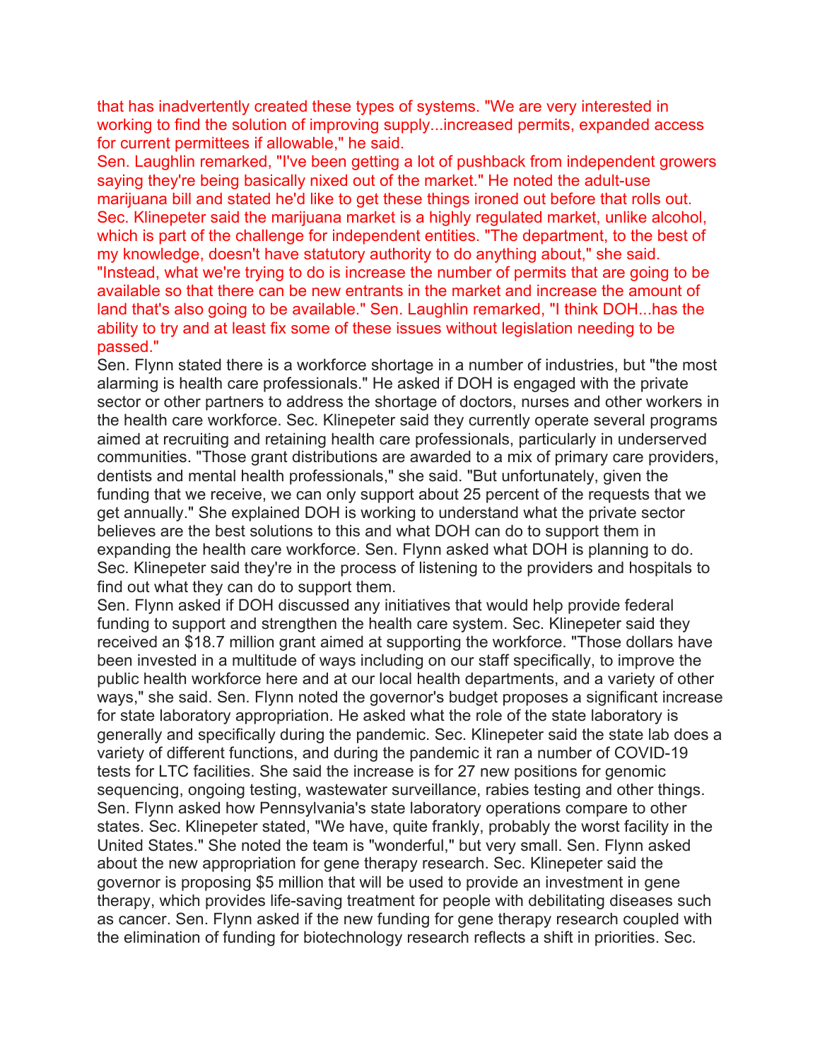that has inadvertently created these types of systems. "We are very interested in working to find the solution of improving supply...increased permits, expanded access for current permittees if allowable," he said.

Sen. Laughlin remarked, "I've been getting a lot of pushback from independent growers saying they're being basically nixed out of the market." He noted the adult-use marijuana bill and stated he'd like to get these things ironed out before that rolls out. Sec. Klinepeter said the marijuana market is a highly regulated market, unlike alcohol, which is part of the challenge for independent entities. "The department, to the best of my knowledge, doesn't have statutory authority to do anything about," she said. "Instead, what we're trying to do is increase the number of permits that are going to be available so that there can be new entrants in the market and increase the amount of land that's also going to be available." Sen. Laughlin remarked, "I think DOH...has the ability to try and at least fix some of these issues without legislation needing to be passed."

Sen. Flynn stated there is a workforce shortage in a number of industries, but "the most alarming is health care professionals." He asked if DOH is engaged with the private sector or other partners to address the shortage of doctors, nurses and other workers in the health care workforce. Sec. Klinepeter said they currently operate several programs aimed at recruiting and retaining health care professionals, particularly in underserved communities. "Those grant distributions are awarded to a mix of primary care providers, dentists and mental health professionals," she said. "But unfortunately, given the funding that we receive, we can only support about 25 percent of the requests that we get annually." She explained DOH is working to understand what the private sector believes are the best solutions to this and what DOH can do to support them in expanding the health care workforce. Sen. Flynn asked what DOH is planning to do. Sec. Klinepeter said they're in the process of listening to the providers and hospitals to find out what they can do to support them.

Sen. Flynn asked if DOH discussed any initiatives that would help provide federal funding to support and strengthen the health care system. Sec. Klinepeter said they received an $18.7 million grant aimed at supporting the workforce. "Those dollars have been invested in a multitude of ways including on our staff specifically, to improve the public health workforce here and at our local health departments, and a variety of other ways," she said. Sen. Flynn noted the governor's budget proposes a significant increase for state laboratory appropriation. He asked what the role of the state laboratory is generally and specifically during the pandemic. Sec. Klinepeter said the state lab does a variety of different functions, and during the pandemic it ran a number of COVID-19 tests for LTC facilities. She said the increase is for 27 new positions for genomic sequencing, ongoing testing, wastewater surveillance, rabies testing and other things. Sen. Flynn asked how Pennsylvania's state laboratory operations compare to other states. Sec. Klinepeter stated, "We have, quite frankly, probably the worst facility in the United States." She noted the team is "wonderful," but very small. Sen. Flynn asked about the new appropriation for gene therapy research. Sec. Klinepeter said the governor is proposing $5 million that will be used to provide an investment in gene therapy, which provides life-saving treatment for people with debilitating diseases such as cancer. Sen. Flynn asked if the new funding for gene therapy research coupled with the elimination of funding for biotechnology research reflects a shift in priorities. Sec.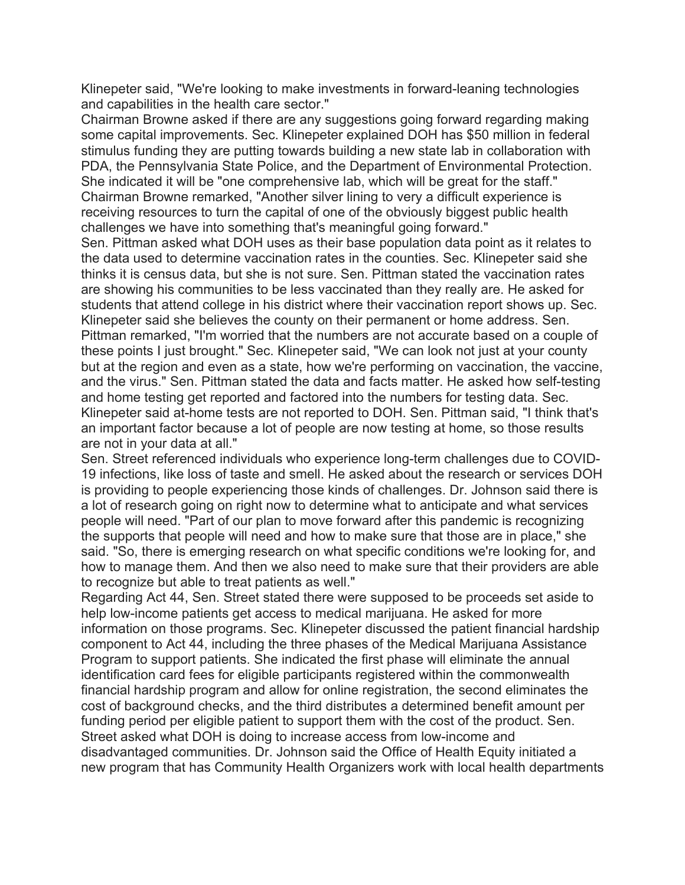Klinepeter said, "We're looking to make investments in forward-leaning technologies and capabilities in the health care sector."

Chairman Browne asked if there are any suggestions going forward regarding making some capital improvements. Sec. Klinepeter explained DOH has $50 million in federal stimulus funding they are putting towards building a new state lab in collaboration with PDA, the Pennsylvania State Police, and the Department of Environmental Protection. She indicated it will be "one comprehensive lab, which will be great for the staff." Chairman Browne remarked, "Another silver lining to very a difficult experience is receiving resources to turn the capital of one of the obviously biggest public health challenges we have into something that's meaningful going forward."

Sen. Pittman asked what DOH uses as their base population data point as it relates to the data used to determine vaccination rates in the counties. Sec. Klinepeter said she thinks it is census data, but she is not sure. Sen. Pittman stated the vaccination rates are showing his communities to be less vaccinated than they really are. He asked for students that attend college in his district where their vaccination report shows up. Sec. Klinepeter said she believes the county on their permanent or home address. Sen. Pittman remarked, "I'm worried that the numbers are not accurate based on a couple of these points I just brought." Sec. Klinepeter said, "We can look not just at your county but at the region and even as a state, how we're performing on vaccination, the vaccine, and the virus." Sen. Pittman stated the data and facts matter. He asked how self-testing and home testing get reported and factored into the numbers for testing data. Sec. Klinepeter said at-home tests are not reported to DOH. Sen. Pittman said, "I think that's an important factor because a lot of people are now testing at home, so those results are not in your data at all."

Sen. Street referenced individuals who experience long-term challenges due to COVID-19 infections, like loss of taste and smell. He asked about the research or services DOH is providing to people experiencing those kinds of challenges. Dr. Johnson said there is a lot of research going on right now to determine what to anticipate and what services people will need. "Part of our plan to move forward after this pandemic is recognizing the supports that people will need and how to make sure that those are in place," she said. "So, there is emerging research on what specific conditions we're looking for, and how to manage them. And then we also need to make sure that their providers are able to recognize but able to treat patients as well."

Regarding Act 44, Sen. Street stated there were supposed to be proceeds set aside to help low-income patients get access to medical marijuana. He asked for more information on those programs. Sec. Klinepeter discussed the patient financial hardship component to Act 44, including the three phases of the Medical Marijuana Assistance Program to support patients. She indicated the first phase will eliminate the annual identification card fees for eligible participants registered within the commonwealth financial hardship program and allow for online registration, the second eliminates the cost of background checks, and the third distributes a determined benefit amount per funding period per eligible patient to support them with the cost of the product. Sen. Street asked what DOH is doing to increase access from low-income and disadvantaged communities. Dr. Johnson said the Office of Health Equity initiated a new program that has Community Health Organizers work with local health departments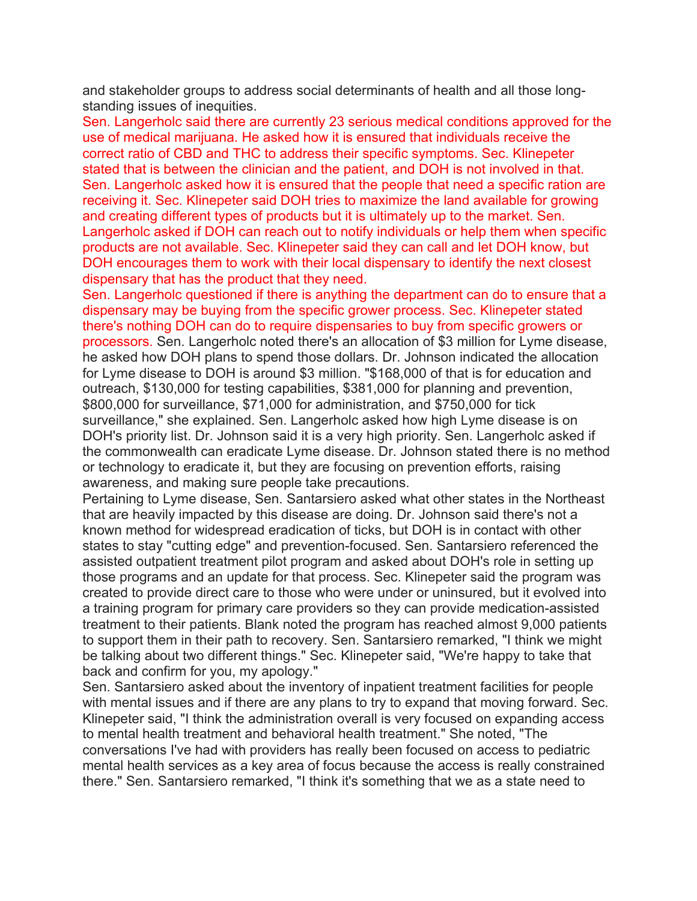and stakeholder groups to address social determinants of health and all those long-standing issues of inequities.

Sen. Langerholc said there are currently 23 serious medical conditions approved for the use of medical marijuana. He asked how it is ensured that individuals receive the correct ratio of CBD and THC to address their specific symptoms. Sec. Klinepeter stated that is between the clinician and the patient, and DOH is not involved in that. Sen. Langerholc asked how it is ensured that the people that need a specific ration are receiving it. Sec. Klinepeter said DOH tries to maximize the land available for growing and creating different types of products but it is ultimately up to the market. Sen. Langerholc asked if DOH can reach out to notify individuals or help them when specific products are not available. Sec. Klinepeter said they can call and let DOH know, but DOH encourages them to work with their local dispensary to identify the next closest dispensary that has the product that they need.

Sen. Langerholc questioned if there is anything the department can do to ensure that a dispensary may be buying from the specific grower process. Sec. Klinepeter stated there's nothing DOH can do to require dispensaries to buy from specific growers or processors. Sen. Langerholc noted there's an allocation of $3 million for Lyme disease, he asked how DOH plans to spend those dollars. Dr. Johnson indicated the allocation for Lyme disease to DOH is around $3 million. "$168,000 of that is for education and outreach, $130,000 for testing capabilities, $381,000 for planning and prevention, $800,000 for surveillance, $71,000 for administration, and $750,000 for tick surveillance," she explained. Sen. Langerholc asked how high Lyme disease is on DOH's priority list. Dr. Johnson said it is a very high priority. Sen. Langerholc asked if the commonwealth can eradicate Lyme disease. Dr. Johnson stated there is no method or technology to eradicate it, but they are focusing on prevention efforts, raising awareness, and making sure people take precautions.

Pertaining to Lyme disease, Sen. Santarsiero asked what other states in the Northeast that are heavily impacted by this disease are doing. Dr. Johnson said there's not a known method for widespread eradication of ticks, but DOH is in contact with other states to stay "cutting edge" and prevention-focused. Sen. Santarsiero referenced the assisted outpatient treatment pilot program and asked about DOH's role in setting up those programs and an update for that process. Sec. Klinepeter said the program was created to provide direct care to those who were under or uninsured, but it evolved into a training program for primary care providers so they can provide medication-assisted treatment to their patients. Blank noted the program has reached almost 9,000 patients to support them in their path to recovery. Sen. Santarsiero remarked, "I think we might be talking about two different things." Sec. Klinepeter said, "We're happy to take that back and confirm for you, my apology."

Sen. Santarsiero asked about the inventory of inpatient treatment facilities for people with mental issues and if there are any plans to try to expand that moving forward. Sec. Klinepeter said, "I think the administration overall is very focused on expanding access to mental health treatment and behavioral health treatment." She noted, "The conversations I've had with providers has really been focused on access to pediatric mental health services as a key area of focus because the access is really constrained there." Sen. Santarsiero remarked, "I think it's something that we as a state need to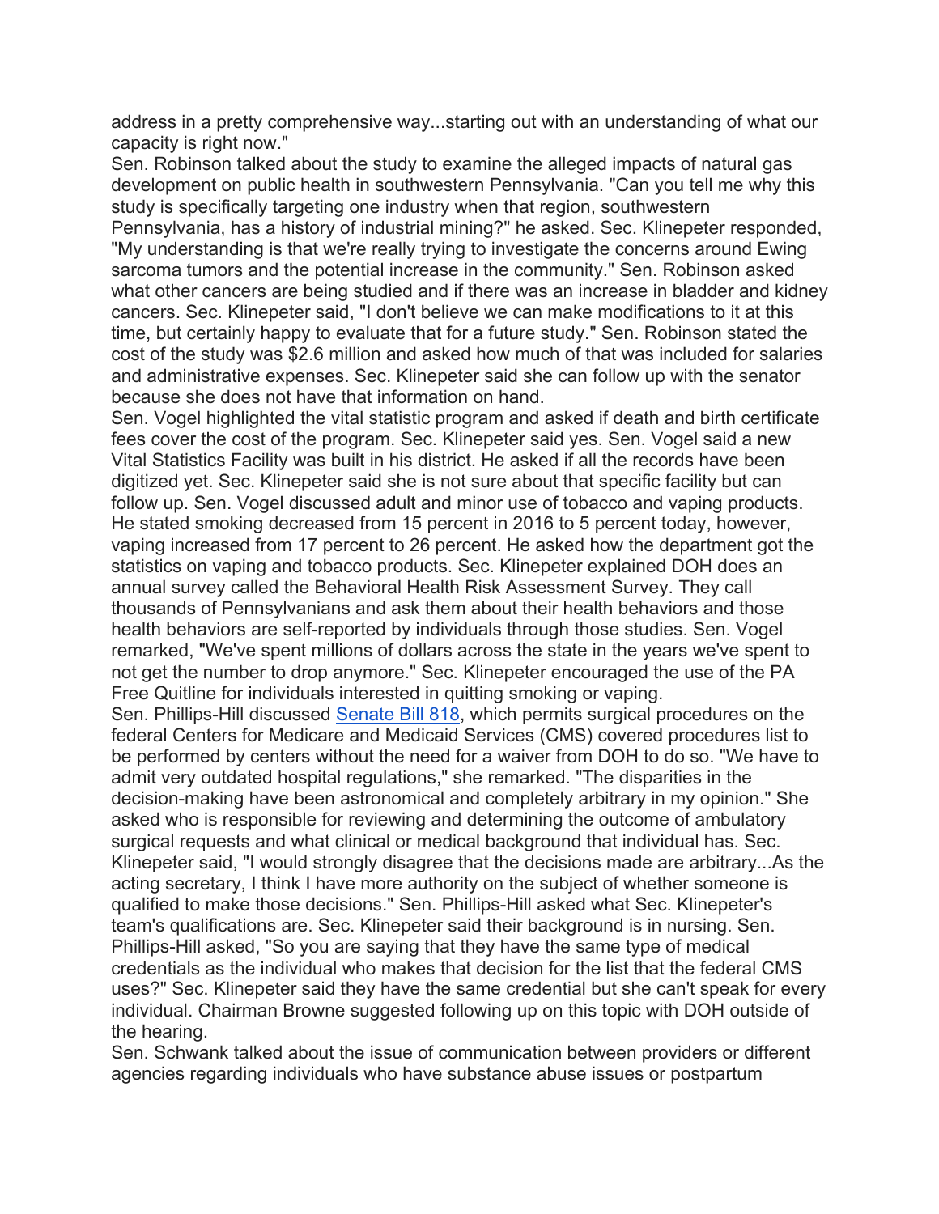address in a pretty comprehensive way...starting out with an understanding of what our capacity is right now."

Sen. Robinson talked about the study to examine the alleged impacts of natural gas development on public health in southwestern Pennsylvania. "Can you tell me why this study is specifically targeting one industry when that region, southwestern Pennsylvania, has a history of industrial mining?" he asked. Sec. Klinepeter responded, "My understanding is that we're really trying to investigate the concerns around Ewing sarcoma tumors and the potential increase in the community." Sen. Robinson asked what other cancers are being studied and if there was an increase in bladder and kidney cancers. Sec. Klinepeter said, "I don't believe we can make modifications to it at this time, but certainly happy to evaluate that for a future study." Sen. Robinson stated the cost of the study was $2.6 million and asked how much of that was included for salaries and administrative expenses. Sec. Klinepeter said she can follow up with the senator because she does not have that information on hand.

Sen. Vogel highlighted the vital statistic program and asked if death and birth certificate fees cover the cost of the program. Sec. Klinepeter said yes. Sen. Vogel said a new Vital Statistics Facility was built in his district. He asked if all the records have been digitized yet. Sec. Klinepeter said she is not sure about that specific facility but can follow up. Sen. Vogel discussed adult and minor use of tobacco and vaping products. He stated smoking decreased from 15 percent in 2016 to 5 percent today, however, vaping increased from 17 percent to 26 percent. He asked how the department got the statistics on vaping and tobacco products. Sec. Klinepeter explained DOH does an annual survey called the Behavioral Health Risk Assessment Survey. They call thousands of Pennsylvanians and ask them about their health behaviors and those health behaviors are self-reported by individuals through those studies. Sen. Vogel remarked, "We've spent millions of dollars across the state in the years we've spent to not get the number to drop anymore." Sec. Klinepeter encouraged the use of the PA Free Quitline for individuals interested in quitting smoking or vaping.

Sen. Phillips-Hill discussed [Senate Bill 818](), which permits surgical procedures on the federal Centers for Medicare and Medicaid Services (CMS) covered procedures list to be performed by centers without the need for a waiver from DOH to do so. "We have to admit very outdated hospital regulations," she remarked. "The disparities in the decision-making have been astronomical and completely arbitrary in my opinion." She asked who is responsible for reviewing and determining the outcome of ambulatory surgical requests and what clinical or medical background that individual has. Sec. Klinepeter said, "I would strongly disagree that the decisions made are arbitrary...As the acting secretary, I think I have more authority on the subject of whether someone is qualified to make those decisions." Sen. Phillips-Hill asked what Sec. Klinepeter's team's qualifications are. Sec. Klinepeter said their background is in nursing. Sen. Phillips-Hill asked, "So you are saying that they have the same type of medical credentials as the individual who makes that decision for the list that the federal CMS uses?" Sec. Klinepeter said they have the same credential but she can't speak for every individual. Chairman Browne suggested following up on this topic with DOH outside of the hearing.

Sen. Schwank talked about the issue of communication between providers or different agencies regarding individuals who have substance abuse issues or postpartum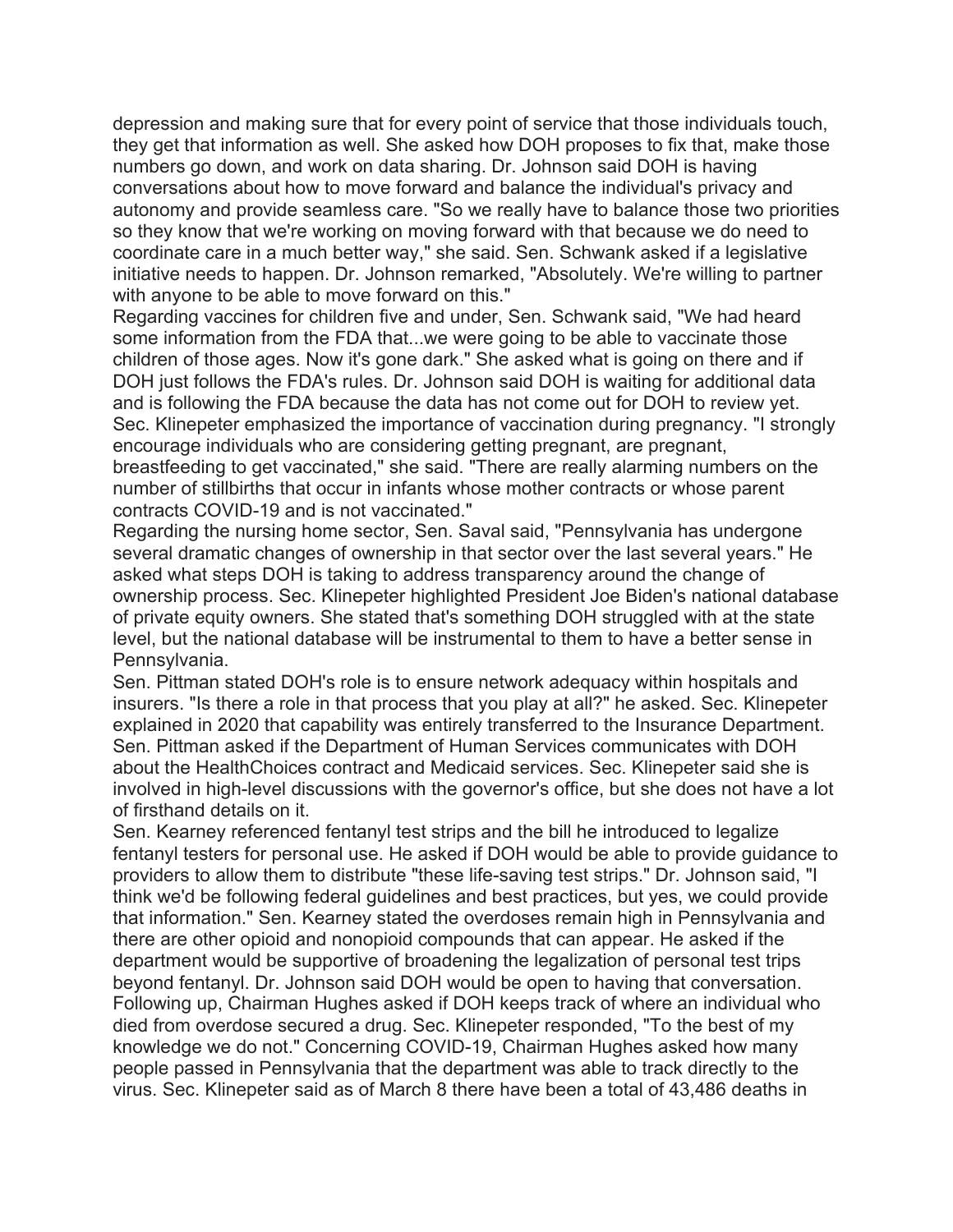depression and making sure that for every point of service that those individuals touch, they get that information as well. She asked how DOH proposes to fix that, make those numbers go down, and work on data sharing. Dr. Johnson said DOH is having conversations about how to move forward and balance the individual's privacy and autonomy and provide seamless care. "So we really have to balance those two priorities so they know that we're working on moving forward with that because we do need to coordinate care in a much better way," she said. Sen. Schwank asked if a legislative initiative needs to happen. Dr. Johnson remarked, "Absolutely. We're willing to partner with anyone to be able to move forward on this."

Regarding vaccines for children five and under, Sen. Schwank said, "We had heard some information from the FDA that...we were going to be able to vaccinate those children of those ages. Now it's gone dark." She asked what is going on there and if DOH just follows the FDA's rules. Dr. Johnson said DOH is waiting for additional data and is following the FDA because the data has not come out for DOH to review yet. Sec. Klinepeter emphasized the importance of vaccination during pregnancy. "I strongly encourage individuals who are considering getting pregnant, are pregnant, breastfeeding to get vaccinated," she said. "There are really alarming numbers on the number of stillbirths that occur in infants whose mother contracts or whose parent contracts COVID-19 and is not vaccinated."

Regarding the nursing home sector, Sen. Saval said, "Pennsylvania has undergone several dramatic changes of ownership in that sector over the last several years." He asked what steps DOH is taking to address transparency around the change of ownership process. Sec. Klinepeter highlighted President Joe Biden's national database of private equity owners. She stated that's something DOH struggled with at the state level, but the national database will be instrumental to them to have a better sense in Pennsylvania.

Sen. Pittman stated DOH's role is to ensure network adequacy within hospitals and insurers. "Is there a role in that process that you play at all?" he asked. Sec. Klinepeter explained in 2020 that capability was entirely transferred to the Insurance Department. Sen. Pittman asked if the Department of Human Services communicates with DOH about the HealthChoices contract and Medicaid services. Sec. Klinepeter said she is involved in high-level discussions with the governor's office, but she does not have a lot of firsthand details on it.

Sen. Kearney referenced fentanyl test strips and the bill he introduced to legalize fentanyl testers for personal use. He asked if DOH would be able to provide guidance to providers to allow them to distribute "these life-saving test strips." Dr. Johnson said, "I think we'd be following federal guidelines and best practices, but yes, we could provide that information." Sen. Kearney stated the overdoses remain high in Pennsylvania and there are other opioid and nonopioid compounds that can appear. He asked if the department would be supportive of broadening the legalization of personal test trips beyond fentanyl. Dr. Johnson said DOH would be open to having that conversation. Following up, Chairman Hughes asked if DOH keeps track of where an individual who died from overdose secured a drug. Sec. Klinepeter responded, "To the best of my knowledge we do not." Concerning COVID-19, Chairman Hughes asked how many people passed in Pennsylvania that the department was able to track directly to the virus. Sec. Klinepeter said as of March 8 there have been a total of 43,486 deaths in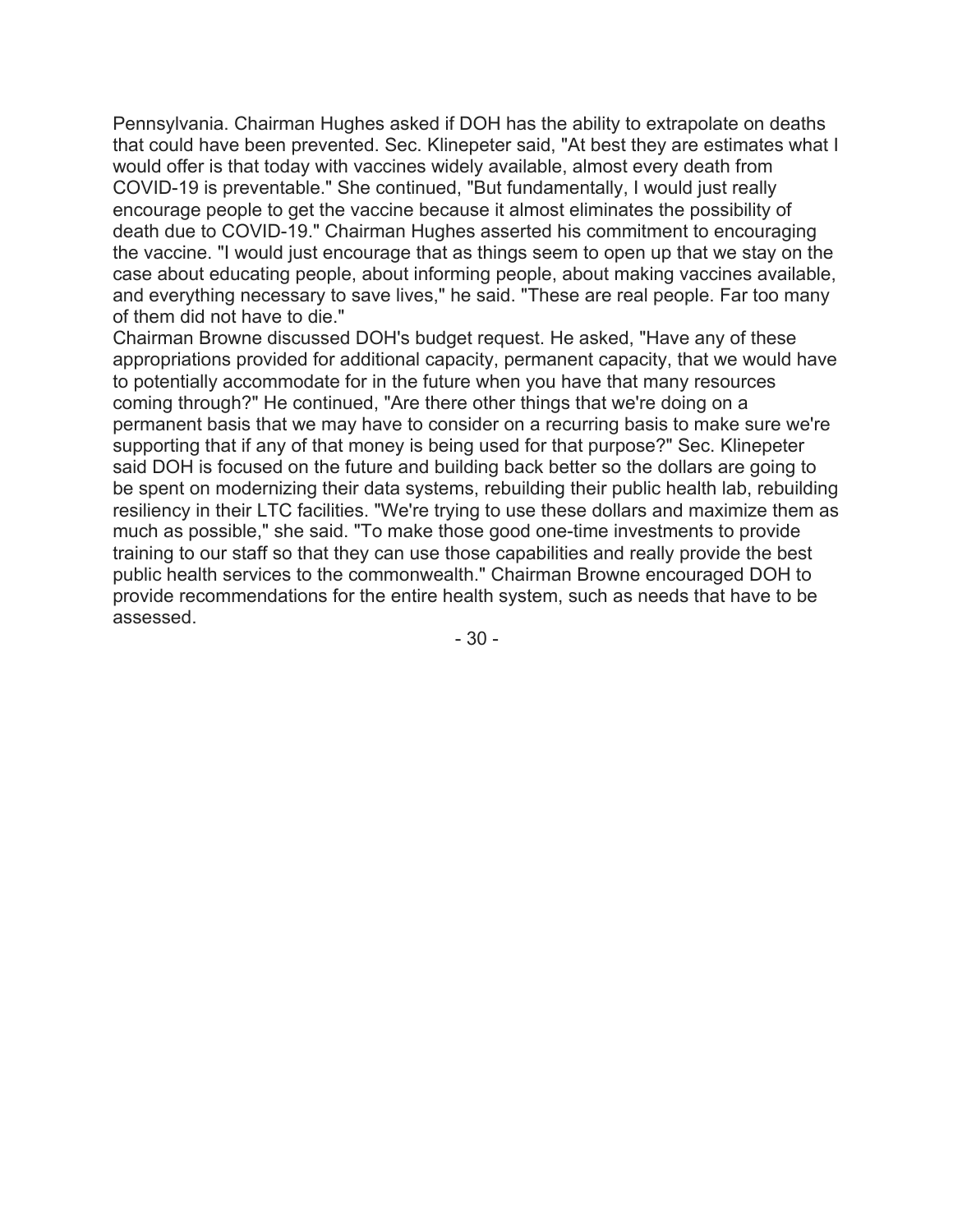Pennsylvania. Chairman Hughes asked if DOH has the ability to extrapolate on deaths that could have been prevented. Sec. Klinepeter said, "At best they are estimates what I would offer is that today with vaccines widely available, almost every death from COVID-19 is preventable." She continued, "But fundamentally, I would just really encourage people to get the vaccine because it almost eliminates the possibility of death due to COVID-19." Chairman Hughes asserted his commitment to encouraging the vaccine. "I would just encourage that as things seem to open up that we stay on the case about educating people, about informing people, about making vaccines available, and everything necessary to save lives," he said. "These are real people. Far too many of them did not have to die."

Chairman Browne discussed DOH's budget request. He asked, "Have any of these appropriations provided for additional capacity, permanent capacity, that we would have to potentially accommodate for in the future when you have that many resources coming through?" He continued, "Are there other things that we're doing on a permanent basis that we may have to consider on a recurring basis to make sure we're supporting that if any of that money is being used for that purpose?" Sec. Klinepeter said DOH is focused on the future and building back better so the dollars are going to be spent on modernizing their data systems, rebuilding their public health lab, rebuilding resiliency in their LTC facilities. "We're trying to use these dollars and maximize them as much as possible," she said. "To make those good one-time investments to provide training to our staff so that they can use those capabilities and really provide the best public health services to the commonwealth." Chairman Browne encouraged DOH to provide recommendations for the entire health system, such as needs that have to be assessed.